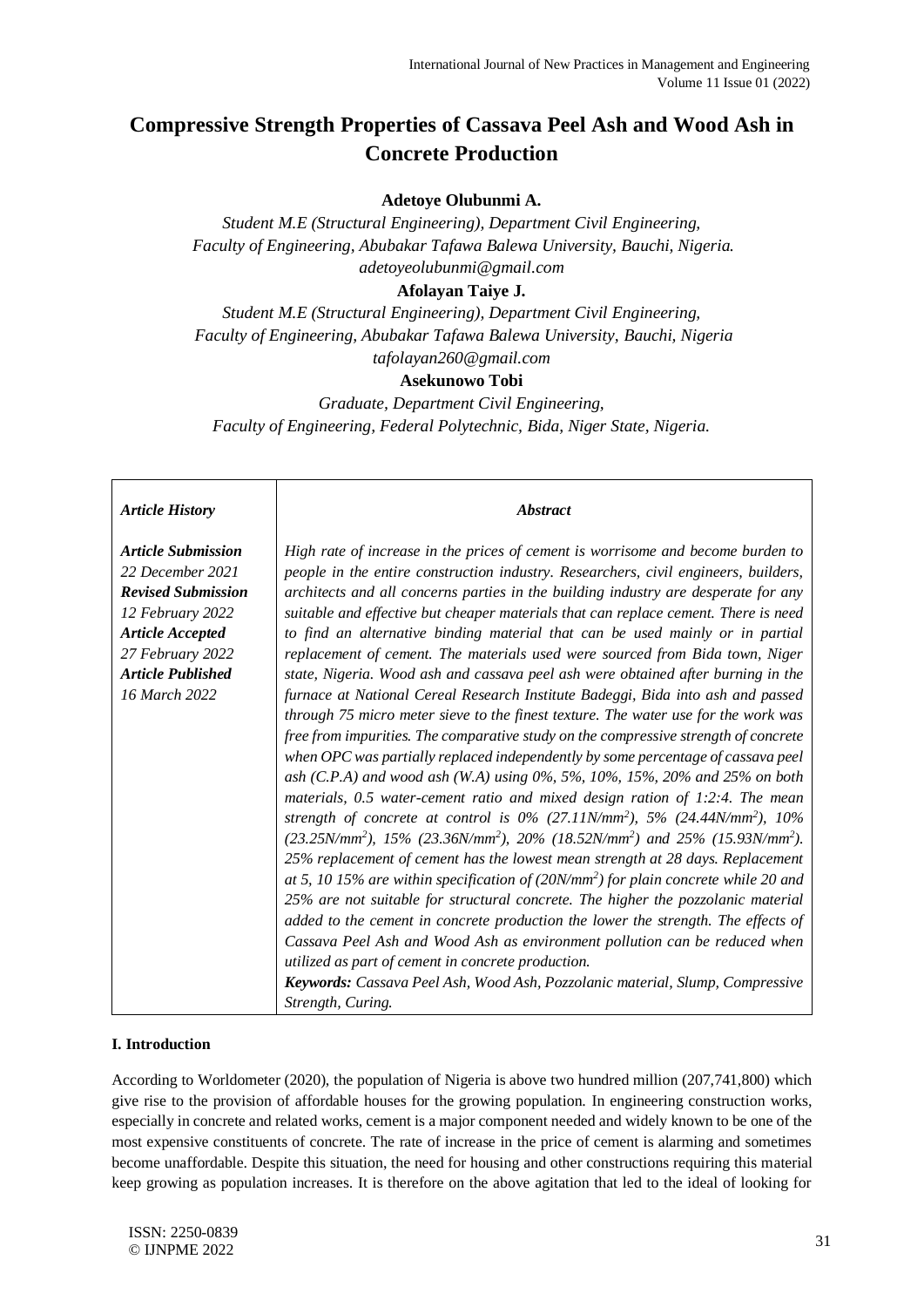# Compressive Strength Properties of Cassava Peel Ash and Wood Ash in Concrete Production

**Adetoye Olubunmi A.**

*Student M.E (Structural Engineering), Department Civil Engineering,*
*Faculty of Engineering, Abubakar Tafawa Balewa University, Bauchi, Nigeria.*
*adetoyeolubunmi@gmail.com*

**Afolayan Taiye J.**

*Student M.E (Structural Engineering), Department Civil Engineering,*
*Faculty of Engineering, Abubakar Tafawa Balewa University, Bauchi, Nigeria*
*tafolayan260@gmail.com*

**Asekunowo Tobi**

*Graduate, Department Civil Engineering,*
*Faculty of Engineering, Federal Polytechnic, Bida, Niger State, Nigeria.*

| *Article History* | *Abstract* |
|---|---|
| ***Article Submission*** *22 December 2021* ***Revised Submission*** *12 February 2022* ***Article Accepted*** *27 February 2022* ***Article Published*** *16 March 2022* | *High rate of increase in the prices of cement is worrisome and become burden to people in the entire construction industry. Researchers, civil engineers, builders, architects and all concerns parties in the building industry are desperate for any suitable and effective but cheaper materials that can replace cement. There is need to find an alternative binding material that can be used mainly or in partial replacement of cement. The materials used were sourced from Bida town, Niger state, Nigeria. Wood ash and cassava peel ash were obtained after burning in the furnace at National Cereal Research Institute Badeggi, Bida into ash and passed through 75 micro meter sieve to the finest texture. The water use for the work was free from impurities. The comparative study on the compressive strength of concrete when OPC was partially replaced independently by some percentage of cassava peel ash (C.P.A) and wood ash (W.A) using 0%, 5%, 10%, 15%, 20% and 25% on both materials, 0.5 water-cement ratio and mixed design ration of 1:2:4. The mean strength of concrete at control is 0% (27.11N/mm²), 5% (24.44N/mm²), 10% (23.25N/mm²), 15% (23.36N/mm²), 20% (18.52N/mm²) and 25% (15.93N/mm²). 25% replacement of cement has the lowest mean strength at 28 days. Replacement at 5, 10 15% are within specification of (20N/mm²) for plain concrete while 20 and 25% are not suitable for structural concrete. The higher the pozzolanic material added to the cement in concrete production the lower the strength. The effects of Cassava Peel Ash and Wood Ash as environment pollution can be reduced when utilized as part of cement in concrete production.* ***Keywords:*** *Cassava Peel Ash, Wood Ash, Pozzolanic material, Slump, Compressive Strength, Curing.* |

## I. Introduction

According to Worldometer (2020), the population of Nigeria is above two hundred million (207,741,800) which give rise to the provision of affordable houses for the growing population. In engineering construction works, especially in concrete and related works, cement is a major component needed and widely known to be one of the most expensive constituents of concrete. The rate of increase in the price of cement is alarming and sometimes become unaffordable. Despite this situation, the need for housing and other constructions requiring this material keep growing as population increases. It is therefore on the above agitation that led to the ideal of looking for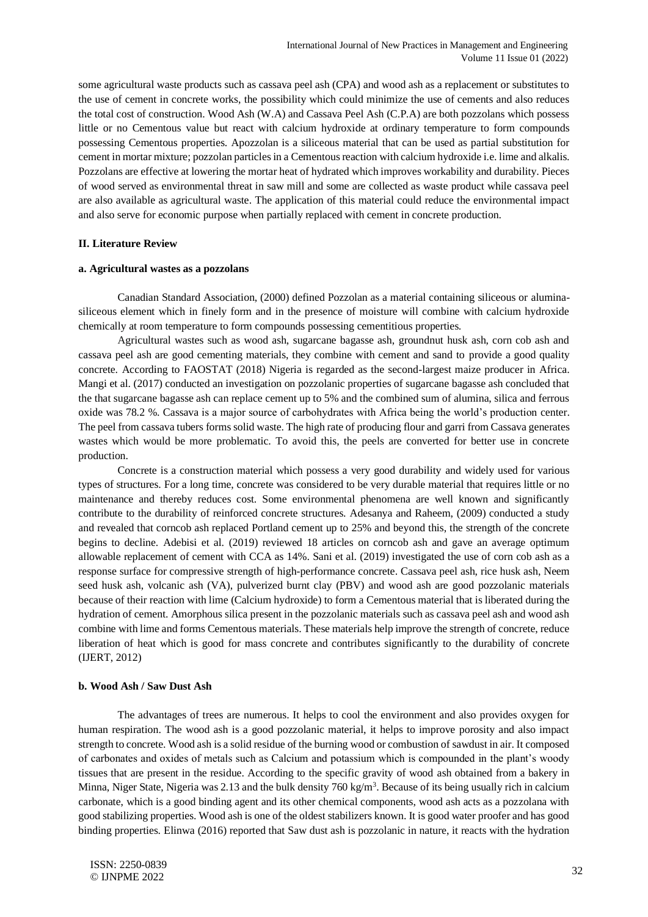some agricultural waste products such as cassava peel ash (CPA) and wood ash as a replacement or substitutes to the use of cement in concrete works, the possibility which could minimize the use of cements and also reduces the total cost of construction. Wood Ash (W.A) and Cassava Peel Ash (C.P.A) are both pozzolans which possess little or no Cementous value but react with calcium hydroxide at ordinary temperature to form compounds possessing Cementous properties. Apozzolan is a siliceous material that can be used as partial substitution for cement in mortar mixture; pozzolan particles in a Cementous reaction with calcium hydroxide i.e. lime and alkalis. Pozzolans are effective at lowering the mortar heat of hydrated which improves workability and durability. Pieces of wood served as environmental threat in saw mill and some are collected as waste product while cassava peel are also available as agricultural waste. The application of this material could reduce the environmental impact and also serve for economic purpose when partially replaced with cement in concrete production.

## II. Literature Review

### a. Agricultural wastes as a pozzolans

Canadian Standard Association, (2000) defined Pozzolan as a material containing siliceous or alumina-siliceous element which in finely form and in the presence of moisture will combine with calcium hydroxide chemically at room temperature to form compounds possessing cementitious properties.

Agricultural wastes such as wood ash, sugarcane bagasse ash, groundnut husk ash, corn cob ash and cassava peel ash are good cementing materials, they combine with cement and sand to provide a good quality concrete. According to FAOSTAT (2018) Nigeria is regarded as the second-largest maize producer in Africa. Mangi et al. (2017) conducted an investigation on pozzolanic properties of sugarcane bagasse ash concluded that the that sugarcane bagasse ash can replace cement up to 5% and the combined sum of alumina, silica and ferrous oxide was 78.2 %. Cassava is a major source of carbohydrates with Africa being the world's production center. The peel from cassava tubers forms solid waste. The high rate of producing flour and garri from Cassava generates wastes which would be more problematic. To avoid this, the peels are converted for better use in concrete production.

Concrete is a construction material which possess a very good durability and widely used for various types of structures. For a long time, concrete was considered to be very durable material that requires little or no maintenance and thereby reduces cost. Some environmental phenomena are well known and significantly contribute to the durability of reinforced concrete structures. Adesanya and Raheem, (2009) conducted a study and revealed that corncob ash replaced Portland cement up to 25% and beyond this, the strength of the concrete begins to decline. Adebisi et al. (2019) reviewed 18 articles on corncob ash and gave an average optimum allowable replacement of cement with CCA as 14%. Sani et al. (2019) investigated the use of corn cob ash as a response surface for compressive strength of high-performance concrete. Cassava peel ash, rice husk ash, Neem seed husk ash, volcanic ash (VA), pulverized burnt clay (PBV) and wood ash are good pozzolanic materials because of their reaction with lime (Calcium hydroxide) to form a Cementous material that is liberated during the hydration of cement. Amorphous silica present in the pozzolanic materials such as cassava peel ash and wood ash combine with lime and forms Cementous materials. These materials help improve the strength of concrete, reduce liberation of heat which is good for mass concrete and contributes significantly to the durability of concrete (IJERT, 2012)

### b. Wood Ash / Saw Dust Ash

The advantages of trees are numerous. It helps to cool the environment and also provides oxygen for human respiration. The wood ash is a good pozzolanic material, it helps to improve porosity and also impact strength to concrete. Wood ash is a solid residue of the burning wood or combustion of sawdust in air. It composed of carbonates and oxides of metals such as Calcium and potassium which is compounded in the plant's woody tissues that are present in the residue. According to the specific gravity of wood ash obtained from a bakery in Minna, Niger State, Nigeria was 2.13 and the bulk density 760 kg/m$^3$. Because of its being usually rich in calcium carbonate, which is a good binding agent and its other chemical components, wood ash acts as a pozzolana with good stabilizing properties. Wood ash is one of the oldest stabilizers known. It is good water proofer and has good binding properties. Elinwa (2016) reported that Saw dust ash is pozzolanic in nature, it reacts with the hydration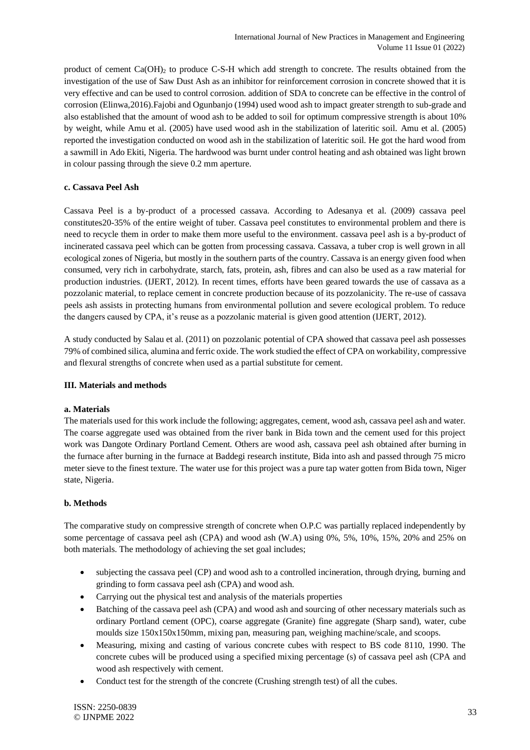product of cement $Ca(OH)_2$ to produce C-S-H which add strength to concrete. The results obtained from the investigation of the use of Saw Dust Ash as an inhibitor for reinforcement corrosion in concrete showed that it is very effective and can be used to control corrosion. addition of SDA to concrete can be effective in the control of corrosion (Elinwa,2016).Fajobi and Ogunbanjo (1994) used wood ash to impact greater strength to sub-grade and also established that the amount of wood ash to be added to soil for optimum compressive strength is about 10% by weight, while Amu et al. (2005) have used wood ash in the stabilization of lateritic soil. Amu et al. (2005) reported the investigation conducted on wood ash in the stabilization of lateritic soil. He got the hard wood from a sawmill in Ado Ekiti, Nigeria. The hardwood was burnt under control heating and ash obtained was light brown in colour passing through the sieve 0.2 mm aperture.

**c. Cassava Peel Ash**

Cassava Peel is a by-product of a processed cassava. According to Adesanya et al. (2009) cassava peel constitutes20-35% of the entire weight of tuber. Cassava peel constitutes to environmental problem and there is need to recycle them in order to make them more useful to the environment. cassava peel ash is a by-product of incinerated cassava peel which can be gotten from processing cassava. Cassava, a tuber crop is well grown in all ecological zones of Nigeria, but mostly in the southern parts of the country. Cassava is an energy given food when consumed, very rich in carbohydrate, starch, fats, protein, ash, fibres and can also be used as a raw material for production industries. (IJERT, 2012). In recent times, efforts have been geared towards the use of cassava as a pozzolanic material, to replace cement in concrete production because of its pozzolanicity. The re-use of cassava peels ash assists in protecting humans from environmental pollution and severe ecological problem. To reduce the dangers caused by CPA, it's reuse as a pozzolanic material is given good attention (IJERT, 2012).

A study conducted by Salau et al. (2011) on pozzolanic potential of CPA showed that cassava peel ash possesses 79% of combined silica, alumina and ferric oxide. The work studied the effect of CPA on workability, compressive and flexural strengths of concrete when used as a partial substitute for cement.

**III. Materials and methods**

**a. Materials**

The materials used for this work include the following; aggregates, cement, wood ash, cassava peel ash and water. The coarse aggregate used was obtained from the river bank in Bida town and the cement used for this project work was Dangote Ordinary Portland Cement. Others are wood ash, cassava peel ash obtained after burning in the furnace after burning in the furnace at Baddegi research institute, Bida into ash and passed through 75 micro meter sieve to the finest texture. The water use for this project was a pure tap water gotten from Bida town, Niger state, Nigeria.

**b. Methods**

The comparative study on compressive strength of concrete when O.P.C was partially replaced independently by some percentage of cassava peel ash (CPA) and wood ash (W.A) using 0%, 5%, 10%, 15%, 20% and 25% on both materials. The methodology of achieving the set goal includes;

- subjecting the cassava peel (CP) and wood ash to a controlled incineration, through drying, burning and grinding to form cassava peel ash (CPA) and wood ash.
- Carrying out the physical test and analysis of the materials properties
- Batching of the cassava peel ash (CPA) and wood ash and sourcing of other necessary materials such as ordinary Portland cement (OPC), coarse aggregate (Granite) fine aggregate (Sharp sand), water, cube moulds size 150x150x150mm, mixing pan, measuring pan, weighing machine/scale, and scoops.
- Measuring, mixing and casting of various concrete cubes with respect to BS code 8110, 1990. The concrete cubes will be produced using a specified mixing percentage (s) of cassava peel ash (CPA and wood ash respectively with cement.
- Conduct test for the strength of the concrete (Crushing strength test) of all the cubes.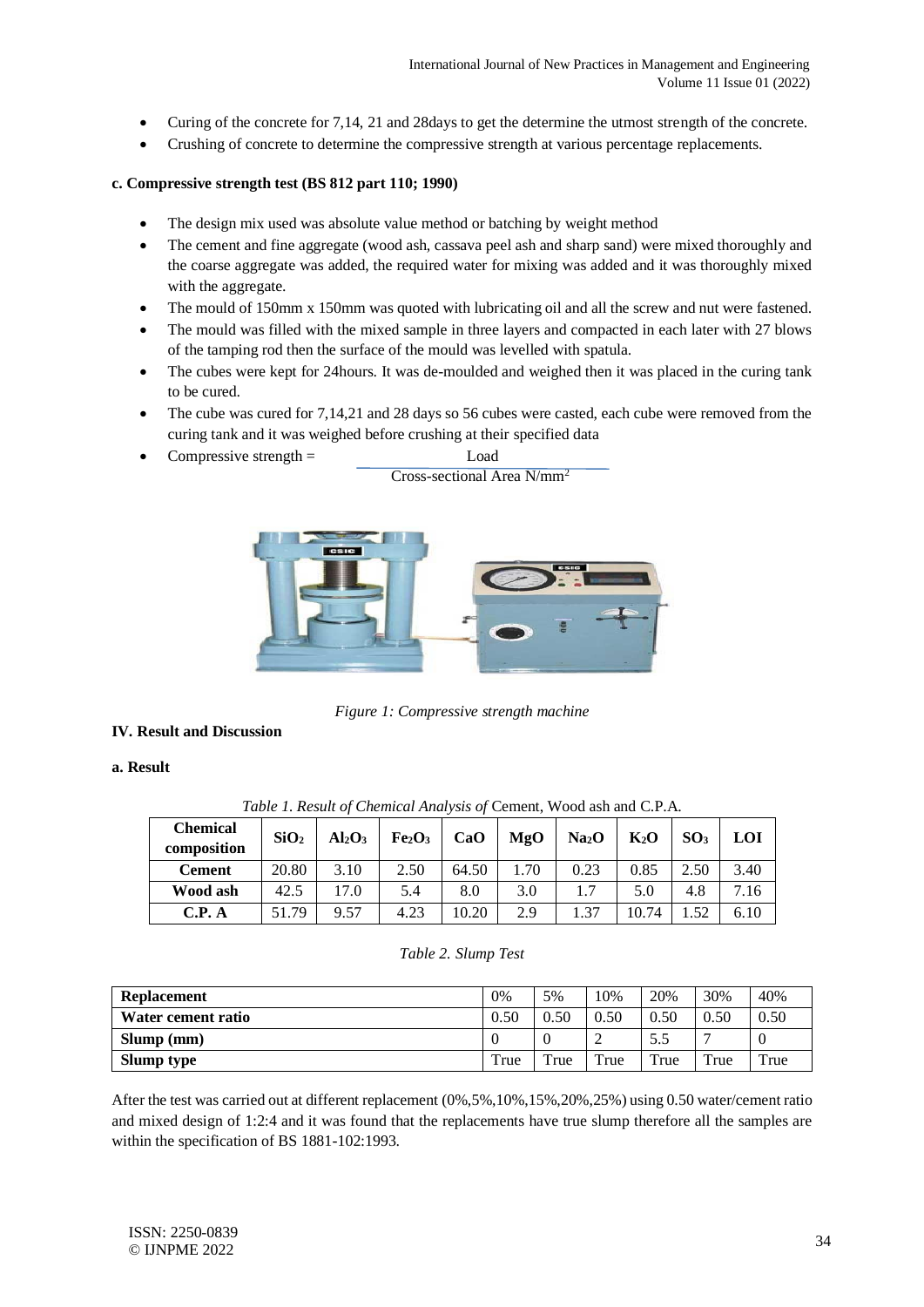- Curing of the concrete for 7,14, 21 and 28days to get the determine the utmost strength of the concrete.
- Crushing of concrete to determine the compressive strength at various percentage replacements.

**c. Compressive strength test (BS 812 part 110; 1990)**

- The design mix used was absolute value method or batching by weight method
- The cement and fine aggregate (wood ash, cassava peel ash and sharp sand) were mixed thoroughly and the coarse aggregate was added, the required water for mixing was added and it was thoroughly mixed with the aggregate.
- The mould of 150mm x 150mm was quoted with lubricating oil and all the screw and nut were fastened.
- The mould was filled with the mixed sample in three layers and compacted in each later with 27 blows of the tamping rod then the surface of the mould was levelled with spatula.
- The cubes were kept for 24hours. It was de-moulded and weighed then it was placed in the curing tank to be cured.
- The cube was cured for 7,14,21 and 28 days so 56 cubes were casted, each cube were removed from the curing tank and it was weighed before crushing at their specified data
- Compressive strength = $\frac{\text{Load}}{\text{Cross-sectional Area N/mm}^2}$

*Figure 1: Compressive strength machine*

## IV. Result and Discussion

### a. Result

*Table 1. Result of Chemical Analysis of* Cement, Wood ash and C.P.A.

| Chemical composition | $SiO_2$ | $Al_2O_3$ | $Fe_2O_3$ | CaO | MgO | $Na_2O$ | $K_2O$ | $SO_3$ | LOI |
|---|---|---|---|---|---|---|---|---|---|
| **Cement** | 20.80 | 3.10 | 2.50 | 64.50 | 1.70 | 0.23 | 0.85 | 2.50 | 3.40 |
| **Wood ash** | 42.5 | 17.0 | 5.4 | 8.0 | 3.0 | 1.7 | 5.0 | 4.8 | 7.16 |
| **C.P. A** | 51.79 | 9.57 | 4.23 | 10.20 | 2.9 | 1.37 | 10.74 | 1.52 | 6.10 |

*Table 2. Slump Test*

| **Replacement** | 0% | 5% | 10% | 20% | 30% | 40% |
|---|---|---|---|---|---|---|
| **Water cement ratio** | 0.50 | 0.50 | 0.50 | 0.50 | 0.50 | 0.50 |
| **Slump (mm)** | 0 | 0 | 2 | 5.5 | 7 | 0 |
| **Slump type** | True | True | True | True | True | True |

After the test was carried out at different replacement (0%,5%,10%,15%,20%,25%) using 0.50 water/cement ratio and mixed design of 1:2:4 and it was found that the replacements have true slump therefore all the samples are within the specification of BS 1881-102:1993.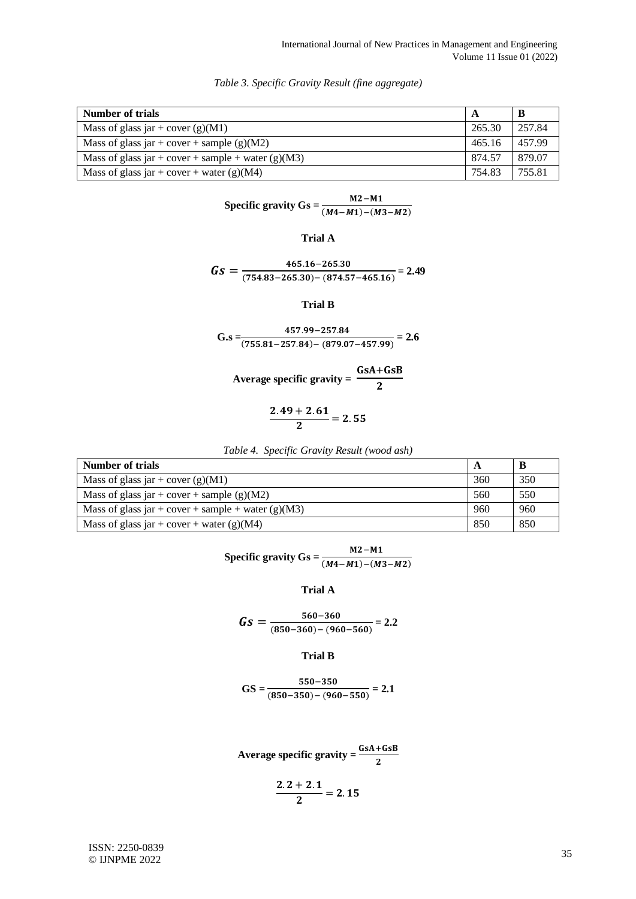*Table 3. Specific Gravity Result (fine aggregate)*

| Number of trials | A | B |
|---|---|---|
| Mass of glass jar + cover (g)(M1) | 265.30 | 257.84 |
| Mass of glass jar + cover + sample (g)(M2) | 465.16 | 457.99 |
| Mass of glass jar + cover + sample + water (g)(M3) | 874.57 | 879.07 |
| Mass of glass jar + cover + water (g)(M4) | 754.83 | 755.81 |

$$\textbf{Specific gravity Gs} = \frac{M2-M1}{(M4-M1)-(M3-M2)}$$

**Trial A**

$$Gs = \frac{465.16-265.30}{(754.83-265.30)-(874.57-465.16)} = 2.49$$

**Trial B**

$$G.s = \frac{457.99-257.84}{(755.81-257.84)-(879.07-457.99)} = 2.6$$

$$\textbf{Average specific gravity} = \frac{GsA+GsB}{2}$$

$$\frac{2.49+2.61}{2} = 2.55$$

*Table 4. Specific Gravity Result (wood ash)*

| Number of trials | A | B |
|---|---|---|
| Mass of glass jar + cover (g)(M1) | 360 | 350 |
| Mass of glass jar + cover + sample (g)(M2) | 560 | 550 |
| Mass of glass jar + cover + sample + water (g)(M3) | 960 | 960 |
| Mass of glass jar + cover + water (g)(M4) | 850 | 850 |

$$\textbf{Specific gravity Gs} = \frac{M2-M1}{(M4-M1)-(M3-M2)}$$

**Trial A**

$$Gs = \frac{560-360}{(850-360)-(960-560)} = 2.2$$

**Trial B**

$$GS = \frac{550-350}{(850-350)-(960-550)} = 2.1$$

$$\textbf{Average specific gravity} = \frac{GsA+GsB}{2}$$

$$\frac{2.2+2.1}{2} = 2.15$$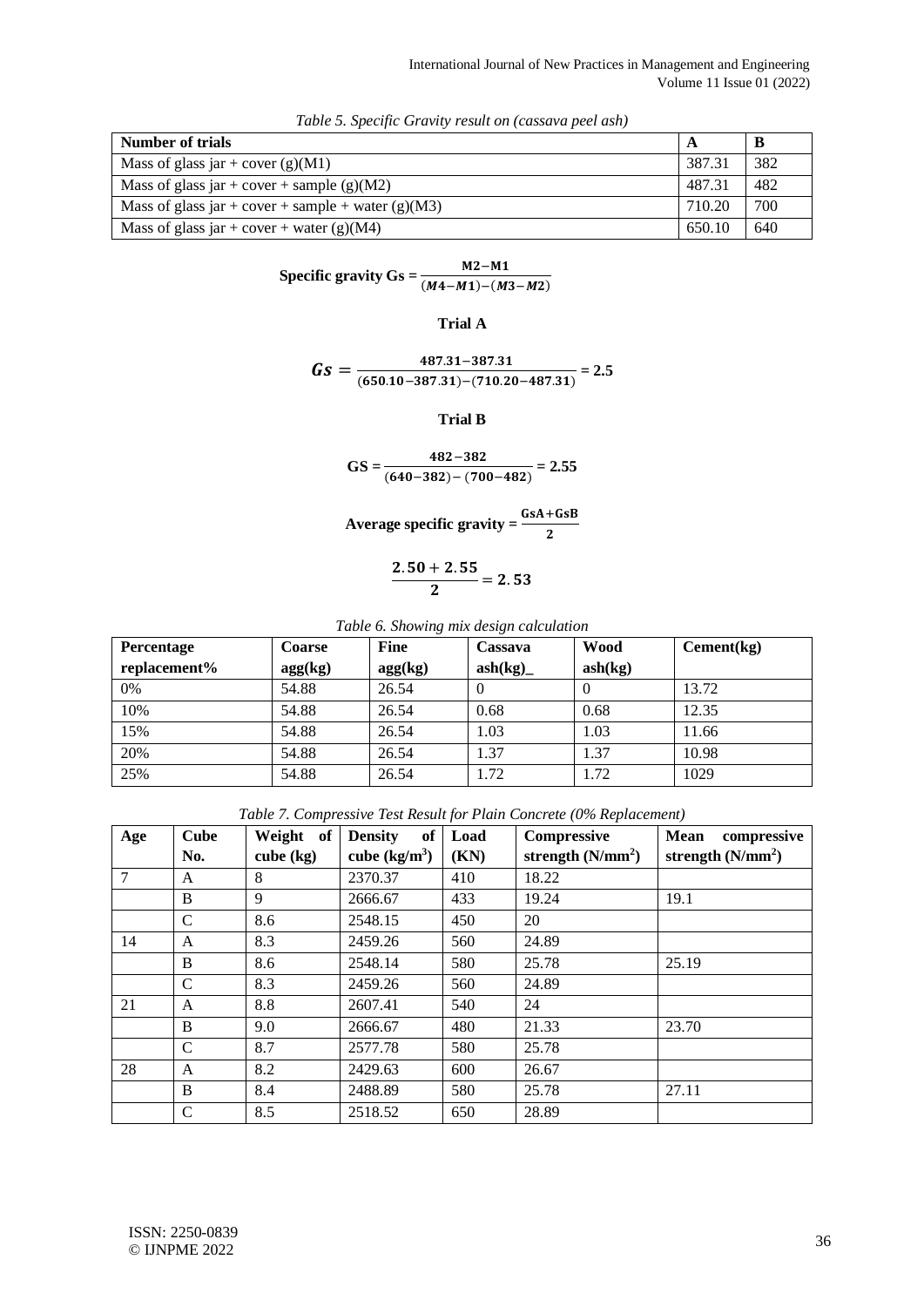*Table 5. Specific Gravity result on (cassava peel ash)*

| Number of trials | A | B |
|---|---|---|
| Mass of glass jar + cover (g)(M1) | 387.31 | 382 |
| Mass of glass jar + cover + sample (g)(M2) | 487.31 | 482 |
| Mass of glass jar + cover + sample + water (g)(M3) | 710.20 | 700 |
| Mass of glass jar + cover + water (g)(M4) | 650.10 | 640 |

$$\textbf{Specific gravity Gs} = \frac{M2 - M1}{(M4 - M1) - (M3 - M2)}$$

**Trial A**

$$Gs = \frac{487.31 - 387.31}{(650.10 - 387.31) - (710.20 - 487.31)} = 2.5$$

**Trial B**

$$GS = \frac{482 - 382}{(640 - 382) - (700 - 482)} = 2.55$$

$$\textbf{Average specific gravity} = \frac{GsA + GsB}{2}$$

$$\frac{2.50 + 2.55}{2} = 2.53$$

*Table 6. Showing mix design calculation*

| Percentage replacement% | Coarse agg(kg) | Fine agg(kg) | Cassava ash(kg)_ | Wood ash(kg) | Cement(kg) |
|---|---|---|---|---|---|
| 0% | 54.88 | 26.54 | 0 | 0 | 13.72 |
| 10% | 54.88 | 26.54 | 0.68 | 0.68 | 12.35 |
| 15% | 54.88 | 26.54 | 1.03 | 1.03 | 11.66 |
| 20% | 54.88 | 26.54 | 1.37 | 1.37 | 10.98 |
| 25% | 54.88 | 26.54 | 1.72 | 1.72 | 1029 |

*Table 7. Compressive Test Result for Plain Concrete (0% Replacement)*

| Age | Cube No. | Weight of cube (kg) | Density of cube ($kg/m^3$) | Load (KN) | Compressive strength ($N/mm^2$) | Mean compressive strength ($N/mm^2$) |
|---|---|---|---|---|---|---|
| 7 | A | 8 | 2370.37 | 410 | 18.22 | |
| | B | 9 | 2666.67 | 433 | 19.24 | 19.1 |
| | C | 8.6 | 2548.15 | 450 | 20 | |
| 14 | A | 8.3 | 2459.26 | 560 | 24.89 | |
| | B | 8.6 | 2548.14 | 580 | 25.78 | 25.19 |
| | C | 8.3 | 2459.26 | 560 | 24.89 | |
| 21 | A | 8.8 | 2607.41 | 540 | 24 | |
| | B | 9.0 | 2666.67 | 480 | 21.33 | 23.70 |
| | C | 8.7 | 2577.78 | 580 | 25.78 | |
| 28 | A | 8.2 | 2429.63 | 600 | 26.67 | |
| | B | 8.4 | 2488.89 | 580 | 25.78 | 27.11 |
| | C | 8.5 | 2518.52 | 650 | 28.89 | |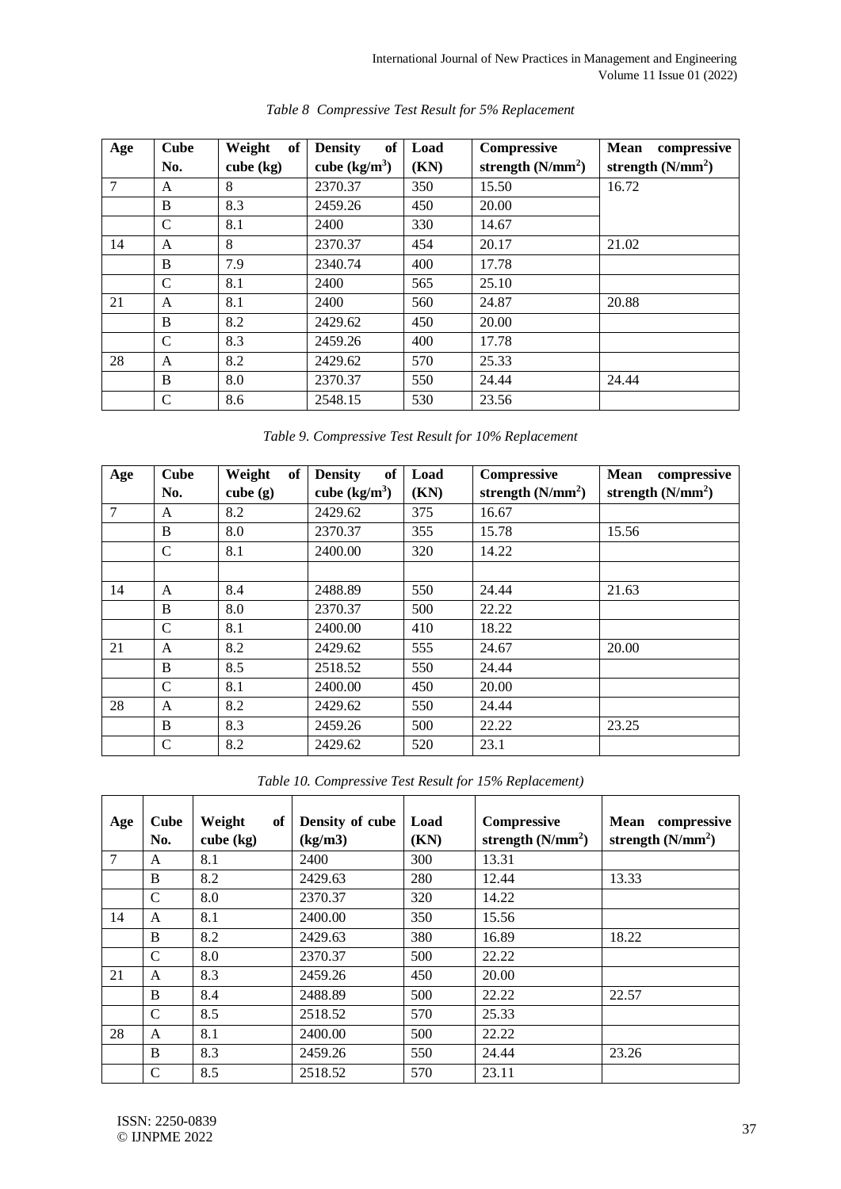*Table 8 Compressive Test Result for 5% Replacement*

| Age | Cube No. | Weight of cube (kg) | Density of cube ($kg/m^3$) | Load (KN) | Compressive strength ($N/mm^2$) | Mean compressive strength ($N/mm^2$) |
|---|---|---|---|---|---|---|
| 7 | A | 8 | 2370.37 | 350 | 15.50 | 16.72 |
| | B | 8.3 | 2459.26 | 450 | 20.00 | |
| | C | 8.1 | 2400 | 330 | 14.67 | |
| 14 | A | 8 | 2370.37 | 454 | 20.17 | 21.02 |
| | B | 7.9 | 2340.74 | 400 | 17.78 | |
| | C | 8.1 | 2400 | 565 | 25.10 | |
| 21 | A | 8.1 | 2400 | 560 | 24.87 | 20.88 |
| | B | 8.2 | 2429.62 | 450 | 20.00 | |
| | C | 8.3 | 2459.26 | 400 | 17.78 | |
| 28 | A | 8.2 | 2429.62 | 570 | 25.33 | |
| | B | 8.0 | 2370.37 | 550 | 24.44 | 24.44 |
| | C | 8.6 | 2548.15 | 530 | 23.56 | |

*Table 9. Compressive Test Result for 10% Replacement*

| Age | Cube No. | Weight of cube (g) | Density of cube ($kg/m^3$) | Load (KN) | Compressive strength ($N/mm^2$) | Mean compressive strength ($N/mm^2$) |
|---|---|---|---|---|---|---|
| 7 | A | 8.2 | 2429.62 | 375 | 16.67 | |
| | B | 8.0 | 2370.37 | 355 | 15.78 | 15.56 |
| | C | 8.1 | 2400.00 | 320 | 14.22 | |
| | | | | | | |
| 14 | A | 8.4 | 2488.89 | 550 | 24.44 | 21.63 |
| | B | 8.0 | 2370.37 | 500 | 22.22 | |
| | C | 8.1 | 2400.00 | 410 | 18.22 | |
| 21 | A | 8.2 | 2429.62 | 555 | 24.67 | 20.00 |
| | B | 8.5 | 2518.52 | 550 | 24.44 | |
| | C | 8.1 | 2400.00 | 450 | 20.00 | |
| 28 | A | 8.2 | 2429.62 | 550 | 24.44 | |
| | B | 8.3 | 2459.26 | 500 | 22.22 | 23.25 |
| | C | 8.2 | 2429.62 | 520 | 23.1 | |

*Table 10. Compressive Test Result for 15% Replacement)*

| Age | Cube No. | Weight of cube (kg) | Density of cube (kg/m3) | Load (KN) | Compressive strength ($N/mm^2$) | Mean compressive strength ($N/mm^2$) |
|---|---|---|---|---|---|---|
| 7 | A | 8.1 | 2400 | 300 | 13.31 | |
| | B | 8.2 | 2429.63 | 280 | 12.44 | 13.33 |
| | C | 8.0 | 2370.37 | 320 | 14.22 | |
| 14 | A | 8.1 | 2400.00 | 350 | 15.56 | |
| | B | 8.2 | 2429.63 | 380 | 16.89 | 18.22 |
| | C | 8.0 | 2370.37 | 500 | 22.22 | |
| 21 | A | 8.3 | 2459.26 | 450 | 20.00 | |
| | B | 8.4 | 2488.89 | 500 | 22.22 | 22.57 |
| | C | 8.5 | 2518.52 | 570 | 25.33 | |
| 28 | A | 8.1 | 2400.00 | 500 | 22.22 | |
| | B | 8.3 | 2459.26 | 550 | 24.44 | 23.26 |
| | C | 8.5 | 2518.52 | 570 | 23.11 | |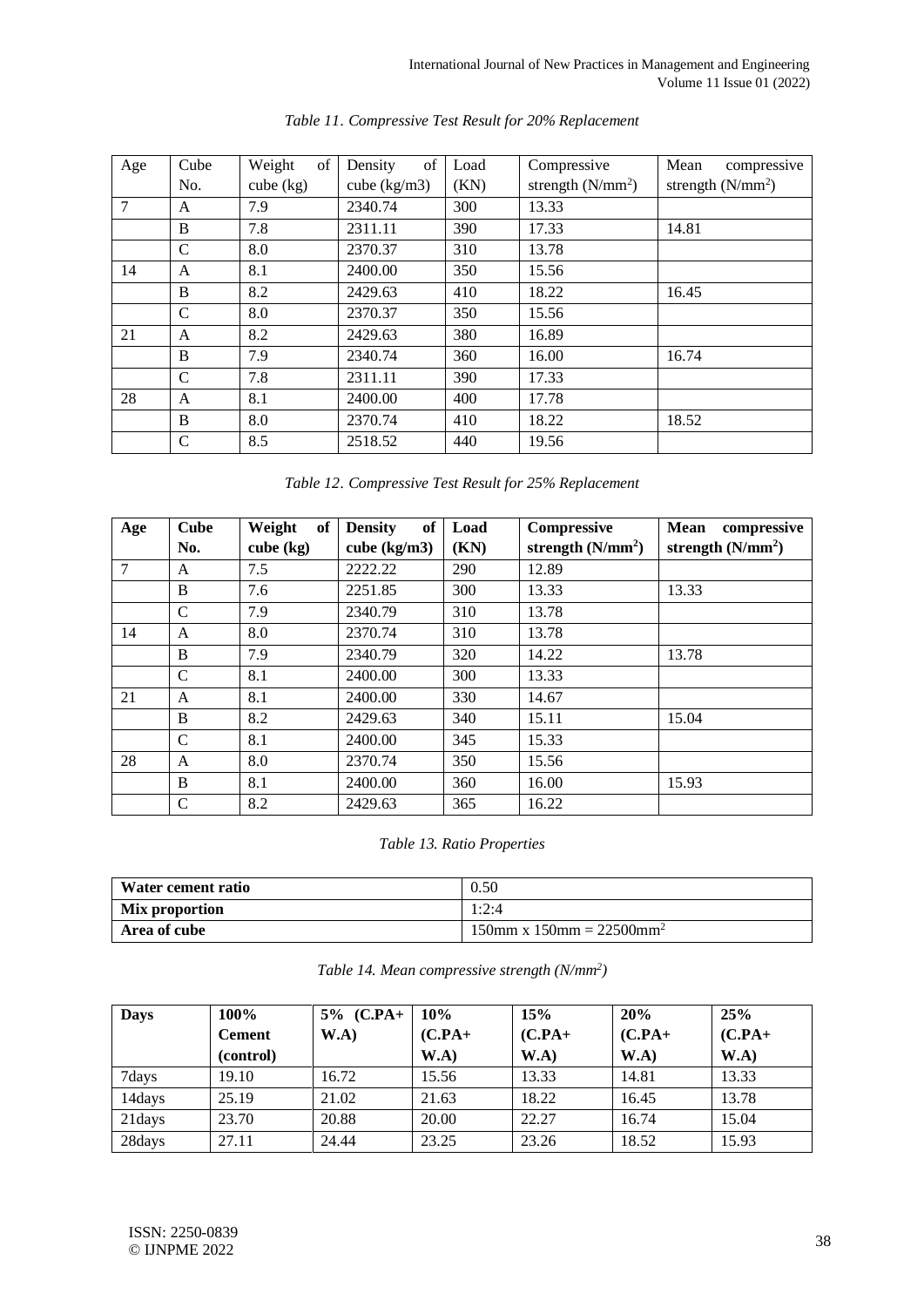*Table 11. Compressive Test Result for 20% Replacement*

| Age | Cube No. | Weight of cube (kg) | Density of cube (kg/m3) | Load (KN) | Compressive strength ($N/mm^2$) | Mean compressive strength ($N/mm^2$) |
|---|---|---|---|---|---|---|
| 7 | A | 7.9 | 2340.74 | 300 | 13.33 | |
| | B | 7.8 | 2311.11 | 390 | 17.33 | 14.81 |
| | C | 8.0 | 2370.37 | 310 | 13.78 | |
| 14 | A | 8.1 | 2400.00 | 350 | 15.56 | |
| | B | 8.2 | 2429.63 | 410 | 18.22 | 16.45 |
| | C | 8.0 | 2370.37 | 350 | 15.56 | |
| 21 | A | 8.2 | 2429.63 | 380 | 16.89 | |
| | B | 7.9 | 2340.74 | 360 | 16.00 | 16.74 |
| | C | 7.8 | 2311.11 | 390 | 17.33 | |
| 28 | A | 8.1 | 2400.00 | 400 | 17.78 | |
| | B | 8.0 | 2370.74 | 410 | 18.22 | 18.52 |
| | C | 8.5 | 2518.52 | 440 | 19.56 | |

*Table 12. Compressive Test Result for 25% Replacement*

| **Age** | **Cube No.** | **Weight of cube (kg)** | **Density of cube (kg/m3)** | **Load (KN)** | **Compressive strength ($N/mm^2$)** | **Mean compressive strength ($N/mm^2$)** |
|---|---|---|---|---|---|---|
| 7 | A | 7.5 | 2222.22 | 290 | 12.89 | |
| | B | 7.6 | 2251.85 | 300 | 13.33 | 13.33 |
| | C | 7.9 | 2340.79 | 310 | 13.78 | |
| 14 | A | 8.0 | 2370.74 | 310 | 13.78 | |
| | B | 7.9 | 2340.79 | 320 | 14.22 | 13.78 |
| | C | 8.1 | 2400.00 | 300 | 13.33 | |
| 21 | A | 8.1 | 2400.00 | 330 | 14.67 | |
| | B | 8.2 | 2429.63 | 340 | 15.11 | 15.04 |
| | C | 8.1 | 2400.00 | 345 | 15.33 | |
| 28 | A | 8.0 | 2370.74 | 350 | 15.56 | |
| | B | 8.1 | 2400.00 | 360 | 16.00 | 15.93 |
| | C | 8.2 | 2429.63 | 365 | 16.22 | |

*Table 13. Ratio Properties*

| **Water cement ratio** | 0.50 |
|---|---|
| **Mix proportion** | 1:2:4 |
| **Area of cube** | 150mm x 150mm = 22500mm$^2$ |

*Table 14. Mean compressive strength ($N/mm^2$)*

| **Days** | **100% Cement (control)** | **5% (C.PA+ W.A)** | **10% (C.PA+ W.A)** | **15% (C.PA+ W.A)** | **20% (C.PA+ W.A)** | **25% (C.PA+ W.A)** |
|---|---|---|---|---|---|---|
| 7days | 19.10 | 16.72 | 15.56 | 13.33 | 14.81 | 13.33 |
| 14days | 25.19 | 21.02 | 21.63 | 18.22 | 16.45 | 13.78 |
| 21days | 23.70 | 20.88 | 20.00 | 22.27 | 16.74 | 15.04 |
| 28days | 27.11 | 24.44 | 23.25 | 23.26 | 18.52 | 15.93 |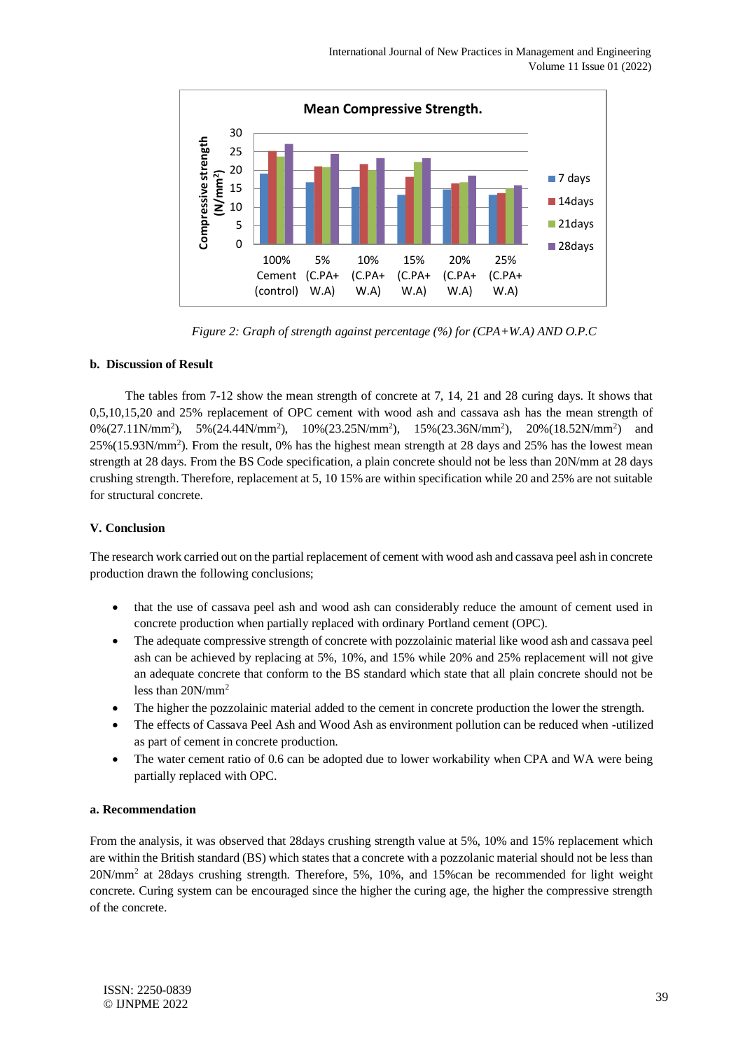Figure 2: Graph of strength against percentage (%) for (CPA+W.A) AND O.P.C

### b. Discussion of Result

The tables from 7-12 show the mean strength of concrete at 7, 14, 21 and 28 curing days. It shows that 0,5,10,15,20 and 25% replacement of OPC cement with wood ash and cassava ash has the mean strength of 0%(27.11N/mm$^2$), 5%(24.44N/mm$^2$), 10%(23.25N/mm$^2$), 15%(23.36N/mm$^2$), 20%(18.52N/mm$^2$) and 25%(15.93N/mm$^2$). From the result, 0% has the highest mean strength at 28 days and 25% has the lowest mean strength at 28 days. From the BS Code specification, a plain concrete should not be less than 20N/mm at 28 days crushing strength. Therefore, replacement at 5, 10 15% are within specification while 20 and 25% are not suitable for structural concrete.

## V. Conclusion

The research work carried out on the partial replacement of cement with wood ash and cassava peel ash in concrete production drawn the following conclusions;

- that the use of cassava peel ash and wood ash can considerably reduce the amount of cement used in concrete production when partially replaced with ordinary Portland cement (OPC).
- The adequate compressive strength of concrete with pozzolainic material like wood ash and cassava peel ash can be achieved by replacing at 5%, 10%, and 15% while 20% and 25% replacement will not give an adequate concrete that conform to the BS standard which state that all plain concrete should not be less than 20N/mm$^2$
- The higher the pozzolainic material added to the cement in concrete production the lower the strength.
- The effects of Cassava Peel Ash and Wood Ash as environment pollution can be reduced when -utilized as part of cement in concrete production.
- The water cement ratio of 0.6 can be adopted due to lower workability when CPA and WA were being partially replaced with OPC.

### a. Recommendation

From the analysis, it was observed that 28days crushing strength value at 5%, 10% and 15% replacement which are within the British standard (BS) which states that a concrete with a pozzolanic material should not be less than 20N/mm$^2$ at 28days crushing strength. Therefore, 5%, 10%, and 15%can be recommended for light weight concrete. Curing system can be encouraged since the higher the curing age, the higher the compressive strength of the concrete.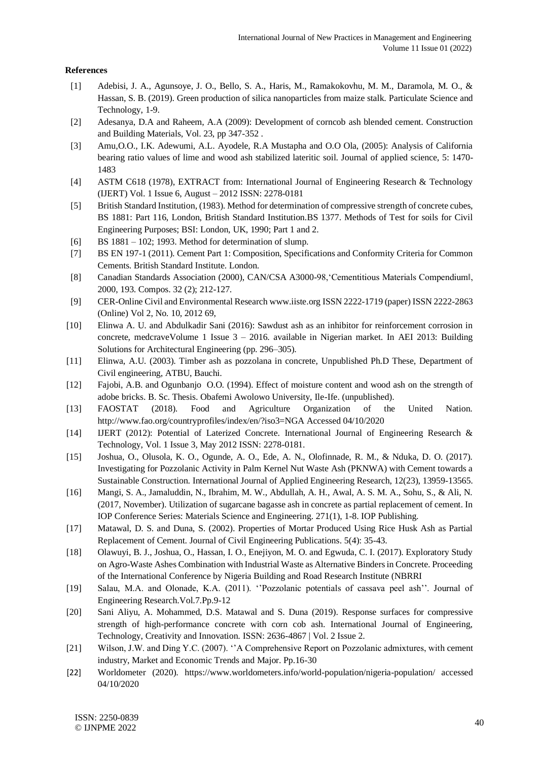**References**

[1] Adebisi, J. A., Agunsoye, J. O., Bello, S. A., Haris, M., Ramakokovhu, M. M., Daramola, M. O., & Hassan, S. B. (2019). Green production of silica nanoparticles from maize stalk. Particulate Science and Technology, 1-9.

[2] Adesanya, D.A and Raheem, A.A (2009): Development of corncob ash blended cement. Construction and Building Materials, Vol. 23, pp 347-352 .

[3] Amu,O.O., I.K. Adewumi, A.L. Ayodele, R.A Mustapha and O.O Ola, (2005): Analysis of California bearing ratio values of lime and wood ash stabilized lateritic soil. Journal of applied science, 5: 1470-1483

[4] ASTM C618 (1978), EXTRACT from: International Journal of Engineering Research & Technology (IJERT) Vol. 1 Issue 6, August – 2012 ISSN: 2278-0181

[5] British Standard Institution, (1983). Method for determination of compressive strength of concrete cubes, BS 1881: Part 116, London, British Standard Institution.BS 1377. Methods of Test for soils for Civil Engineering Purposes; BSI: London, UK, 1990; Part 1 and 2.

[6] BS 1881 – 102; 1993. Method for determination of slump.

[7] BS EN 197-1 (2011). Cement Part 1: Composition, Specifications and Conformity Criteria for Common Cements. British Standard Institute. London.

[8] Canadian Standards Association (2000), CAN/CSA A3000-98,'Cementitious Materials Compendium‖, 2000, 193. Compos. 32 (2); 212-127.

[9] CER-Online Civil and Environmental Research www.iiste.org ISSN 2222-1719 (paper) ISSN 2222-2863 (Online) Vol 2, No. 10, 2012 69,

[10] Elinwa A. U. and Abdulkadir Sani (2016): Sawdust ash as an inhibitor for reinforcement corrosion in concrete, medcraveVolume 1 Issue 3 – 2016. available in Nigerian market. In AEI 2013: Building Solutions for Architectural Engineering (pp. 296–305).

[11] Elinwa, A.U. (2003). Timber ash as pozzolana in concrete, Unpublished Ph.D These, Department of Civil engineering, ATBU, Bauchi.

[12] Fajobi, A.B. and Ogunbanjo O.O. (1994). Effect of moisture content and wood ash on the strength of adobe bricks. B. Sc. Thesis. Obafemi Awolowo University, Ile-Ife. (unpublished).

[13] FAOSTAT (2018). Food and Agriculture Organization of the United Nation. http://www.fao.org/countryprofiles/index/en/?iso3=NGA Accessed 04/10/2020

[14] IJERT (2012): Potential of Laterized Concrete. International Journal of Engineering Research & Technology, Vol. 1 Issue 3, May 2012 ISSN: 2278-0181.

[15] Joshua, O., Olusola, K. O., Ogunde, A. O., Ede, A. N., Olofinnade, R. M., & Nduka, D. O. (2017). Investigating for Pozzolanic Activity in Palm Kernel Nut Waste Ash (PKNWA) with Cement towards a Sustainable Construction. International Journal of Applied Engineering Research, 12(23), 13959-13565.

[16] Mangi, S. A., Jamaluddin, N., Ibrahim, M. W., Abdullah, A. H., Awal, A. S. M. A., Sohu, S., & Ali, N. (2017, November). Utilization of sugarcane bagasse ash in concrete as partial replacement of cement. In IOP Conference Series: Materials Science and Engineering. 271(1), 1-8. IOP Publishing.

[17] Matawal, D. S. and Duna, S. (2002). Properties of Mortar Produced Using Rice Husk Ash as Partial Replacement of Cement. Journal of Civil Engineering Publications. 5(4): 35-43.

[18] Olawuyi, B. J., Joshua, O., Hassan, I. O., Enejiyon, M. O. and Egwuda, C. I. (2017). Exploratory Study on Agro-Waste Ashes Combination with Industrial Waste as Alternative Binders in Concrete. Proceeding of the International Conference by Nigeria Building and Road Research Institute (NBRRI

[19] Salau, M.A. and Olonade, K.A. (2011). ''Pozzolanic potentials of cassava peel ash''. Journal of Engineering Research.Vol.7.Pp.9-12

[20] Sani Aliyu, A. Mohammed, D.S. Matawal and S. Duna (2019). Response surfaces for compressive strength of high-performance concrete with corn cob ash. International Journal of Engineering, Technology, Creativity and Innovation. ISSN: 2636-4867 | Vol. 2 Issue 2.

[21] Wilson, J.W. and Ding Y.C. (2007). ''A Comprehensive Report on Pozzolanic admixtures, with cement industry, Market and Economic Trends and Major. Pp.16-30

[22] Worldometer (2020). https://www.worldometers.info/world-population/nigeria-population/ accessed 04/10/2020